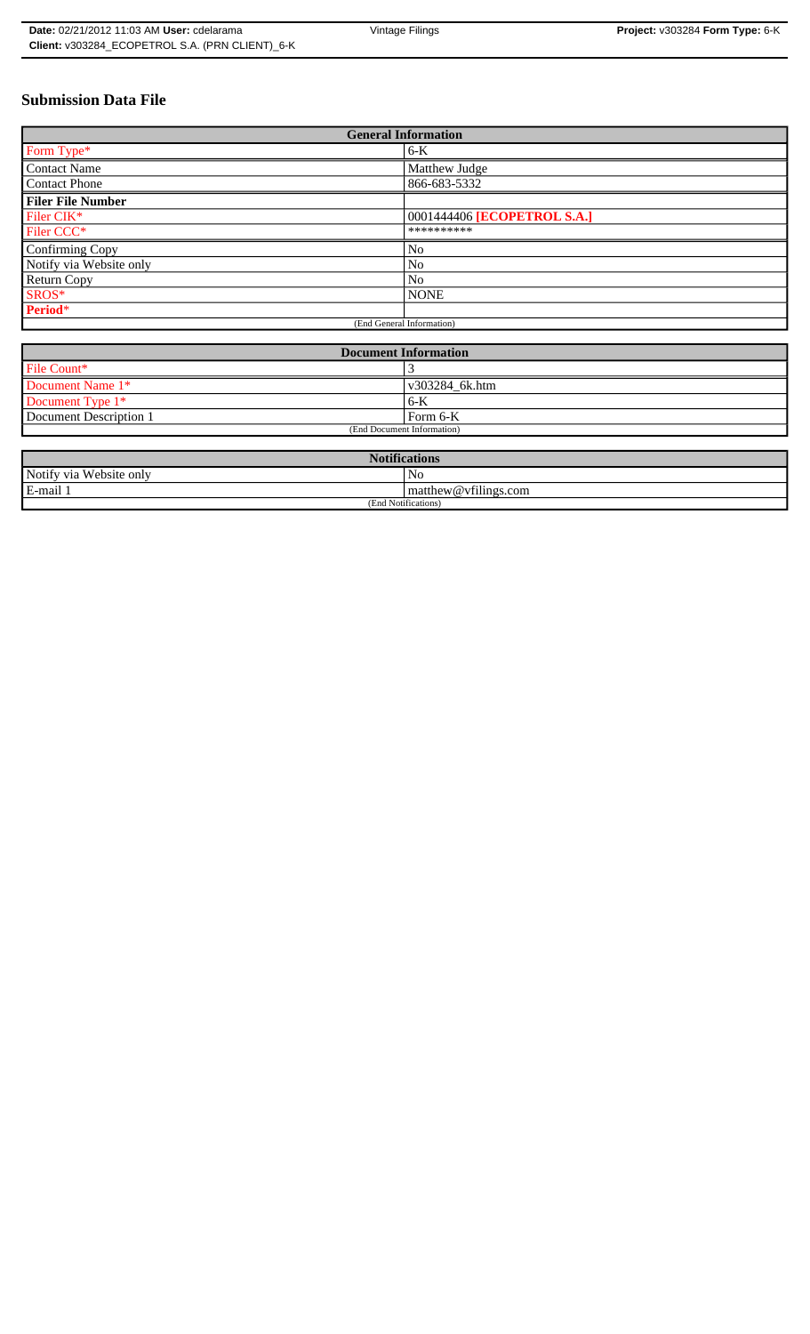# Submission Data File

| General Information | |
|---|---|
| Form Type* | 6-K |
| Contact Name | Matthew Judge |
| Contact Phone | 866-683-5332 |
| **Filer File Number** | |
| Filer CIK* | 0001444406 **[ECOPETROL S.A.]** |
| Filer CCC* | ********** |
| Confirming Copy | No |
| Notify via Website only | No |
| Return Copy | No |
| SROS* | NONE |
| **Period*** | |
| (End General Information) | |

| Document Information | |
|---|---|
| File Count* | 3 |
| Document Name 1* | v303284_6k.htm |
| Document Type 1* | 6-K |
| Document Description 1 | Form 6-K |
| (End Document Information) | |

| Notifications | |
|---|---|
| Notify via Website only | No |
| E-mail 1 | matthew@vfilings.com |
| (End Notifications) | |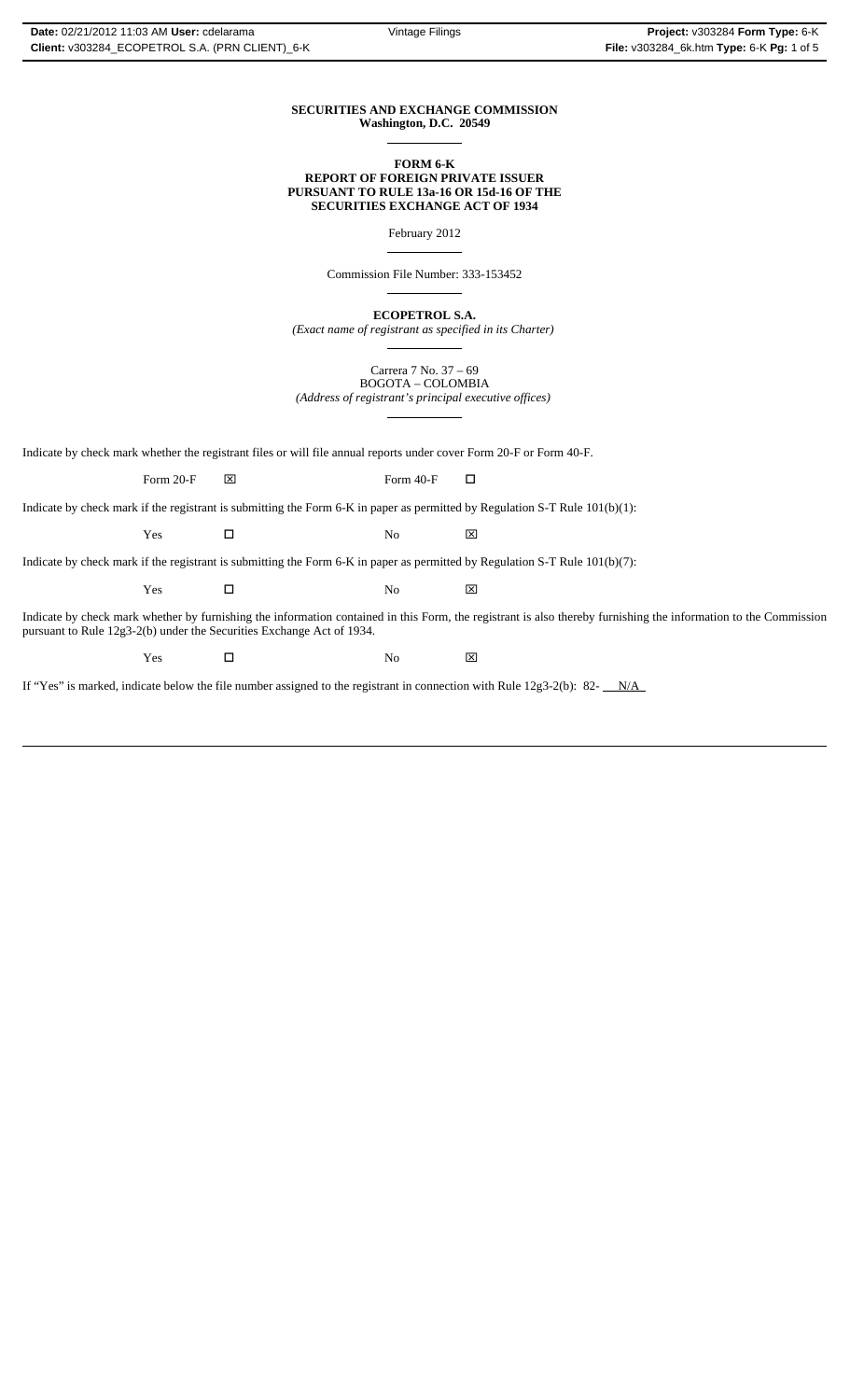**SECURITIES AND EXCHANGE COMMISSION**
**Washington, D.C. 20549**

**FORM 6-K**
**REPORT OF FOREIGN PRIVATE ISSUER**
**PURSUANT TO RULE 13a-16 OR 15d-16 OF THE**
**SECURITIES EXCHANGE ACT OF 1934**

February 2012

Commission File Number: 333-153452

**ECOPETROL S.A.**
*(Exact name of registrant as specified in its Charter)*

Carrera 7 No. 37 – 69
BOGOTA – COLOMBIA
*(Address of registrant's principal executive offices)*

Indicate by check mark whether the registrant files or will file annual reports under cover Form 20-F or Form 40-F.

Form 20-F ☒ Form 40-F ☐

Indicate by check mark if the registrant is submitting the Form 6-K in paper as permitted by Regulation S-T Rule 101(b)(1):

Yes ☐ No ☒

Indicate by check mark if the registrant is submitting the Form 6-K in paper as permitted by Regulation S-T Rule 101(b)(7):

Yes ☐ No ☒

Indicate by check mark whether by furnishing the information contained in this Form, the registrant is also thereby furnishing the information to the Commission pursuant to Rule 12g3-2(b) under the Securities Exchange Act of 1934.

Yes ☐ No ☒

If "Yes" is marked, indicate below the file number assigned to the registrant in connection with Rule 12g3-2(b): 82- N/A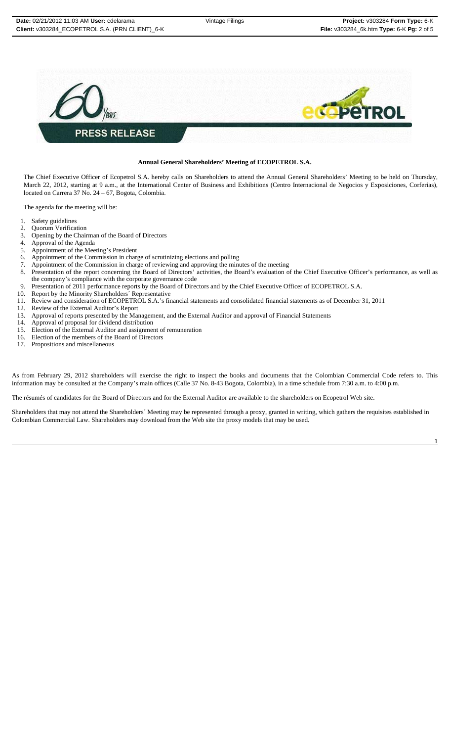**PRESS RELEASE**

**Annual General Shareholders' Meeting of ECOPETROL S.A.**

The Chief Executive Officer of Ecopetrol S.A. hereby calls on Shareholders to attend the Annual General Shareholders' Meeting to be held on Thursday, March 22, 2012, starting at 9 a.m., at the International Center of Business and Exhibitions (Centro Internacional de Negocios y Exposiciones, Corferias), located on Carrera 37 No. 24 – 67, Bogota, Colombia.

The agenda for the meeting will be:

1. Safety guidelines
2. Quorum Verification
3. Opening by the Chairman of the Board of Directors
4. Approval of the Agenda
5. Appointment of the Meeting's President
6. Appointment of the Commission in charge of scrutinizing elections and polling
7. Appointment of the Commission in charge of reviewing and approving the minutes of the meeting
8. Presentation of the report concerning the Board of Directors' activities, the Board's evaluation of the Chief Executive Officer's performance, as well as the company's compliance with the corporate governance code
9. Presentation of 2011 performance reports by the Board of Directors and by the Chief Executive Officer of ECOPETROL S.A.
10. Report by the Minority Shareholders´ Representative
11. Review and consideration of ECOPETROL S.A.'s financial statements and consolidated financial statements as of December 31, 2011
12. Review of the External Auditor's Report
13. Approval of reports presented by the Management, and the External Auditor and approval of Financial Statements
14. Approval of proposal for dividend distribution
15. Election of the External Auditor and assignment of remuneration
16. Election of the members of the Board of Directors
17. Propositions and miscellaneous

As from February 29, 2012 shareholders will exercise the right to inspect the books and documents that the Colombian Commercial Code refers to. This information may be consulted at the Company's main offices (Calle 37 No. 8-43 Bogota, Colombia), in a time schedule from 7:30 a.m. to 4:00 p.m.

The résumés of candidates for the Board of Directors and for the External Auditor are available to the shareholders on Ecopetrol Web site.

Shareholders that may not attend the Shareholders´ Meeting may be represented through a proxy, granted in writing, which gathers the requisites established in Colombian Commercial Law. Shareholders may download from the Web site the proxy models that may be used.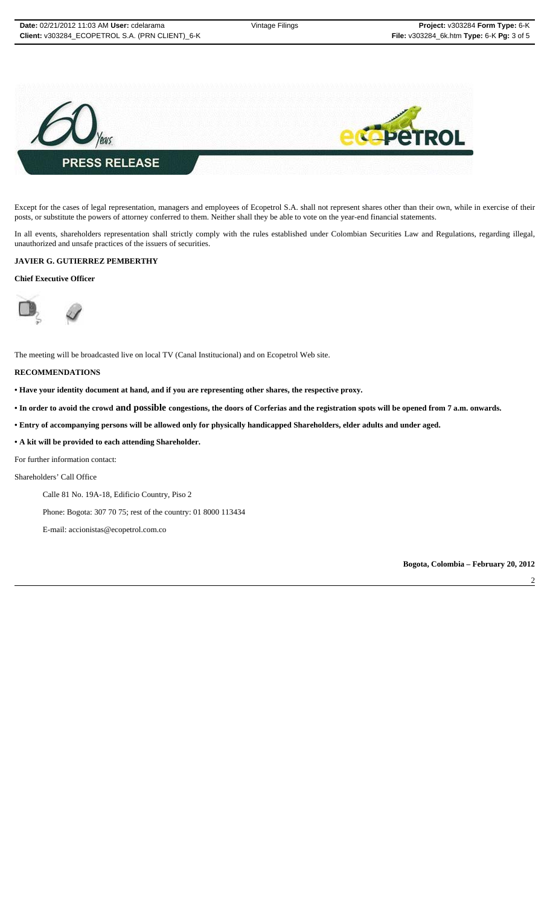**PRESS RELEASE**

Except for the cases of legal representation, managers and employees of Ecopetrol S.A. shall not represent shares other than their own, while in exercise of their posts, or substitute the powers of attorney conferred to them. Neither shall they be able to vote on the year-end financial statements.

In all events, shareholders representation shall strictly comply with the rules established under Colombian Securities Law and Regulations, regarding illegal, unauthorized and unsafe practices of the issuers of securities.

**JAVIER G. GUTIERREZ PEMBERTHY**

**Chief Executive Officer**

The meeting will be broadcasted live on local TV (Canal Institucional) and on Ecopetrol Web site.

**RECOMMENDATIONS**

- **Have your identity document at hand, and if you are representing other shares, the respective proxy.**
- **In order to avoid the crowd and possible congestions, the doors of Corferias and the registration spots will be opened from 7 a.m. onwards.**
- **Entry of accompanying persons will be allowed only for physically handicapped Shareholders, elder adults and under aged.**
- **A kit will be provided to each attending Shareholder.**

For further information contact:

Shareholders' Call Office

Calle 81 No. 19A-18, Edificio Country, Piso 2

Phone: Bogota: 307 70 75; rest of the country: 01 8000 113434

E-mail: accionistas@ecopetrol.com.co

**Bogota, Colombia – February 20, 2012**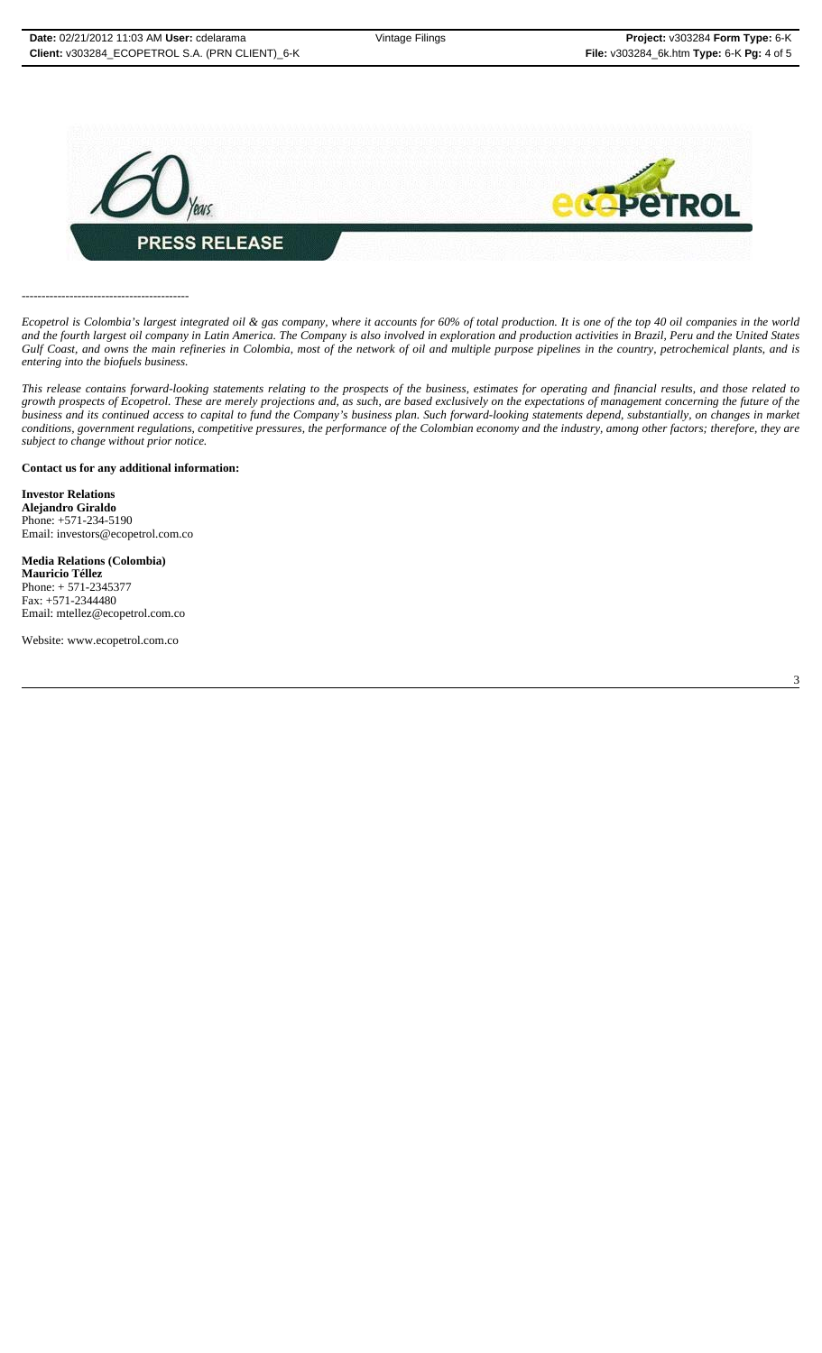# PRESS RELEASE

-----------------------------------------

*Ecopetrol is Colombia's largest integrated oil & gas company, where it accounts for 60% of total production. It is one of the top 40 oil companies in the world and the fourth largest oil company in Latin America. The Company is also involved in exploration and production activities in Brazil, Peru and the United States Gulf Coast, and owns the main refineries in Colombia, most of the network of oil and multiple purpose pipelines in the country, petrochemical plants, and is entering into the biofuels business.*

*This release contains forward-looking statements relating to the prospects of the business, estimates for operating and financial results, and those related to growth prospects of Ecopetrol. These are merely projections and, as such, are based exclusively on the expectations of management concerning the future of the business and its continued access to capital to fund the Company's business plan. Such forward-looking statements depend, substantially, on changes in market conditions, government regulations, competitive pressures, the performance of the Colombian economy and the industry, among other factors; therefore, they are subject to change without prior notice.*

**Contact us for any additional information:**

**Investor Relations**
**Alejandro Giraldo**
Phone: +571-234-5190
Email: investors@ecopetrol.com.co

**Media Relations (Colombia)**
**Mauricio Téllez**
Phone: + 571-2345377
Fax: +571-2344480
Email: mtellez@ecopetrol.com.co

Website: www.ecopetrol.com.co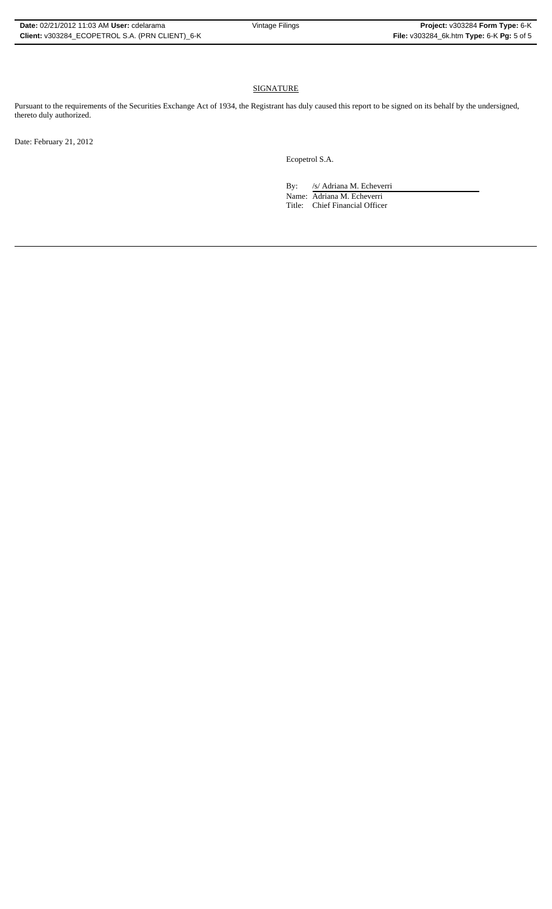## SIGNATURE

Pursuant to the requirements of the Securities Exchange Act of 1934, the Registrant has duly caused this report to be signed on its behalf by the undersigned, thereto duly authorized.

Date: February 21, 2012

Ecopetrol S.A.

By: /s/ Adriana M. Echeverri

Name: Adriana M. Echeverri

Title: Chief Financial Officer